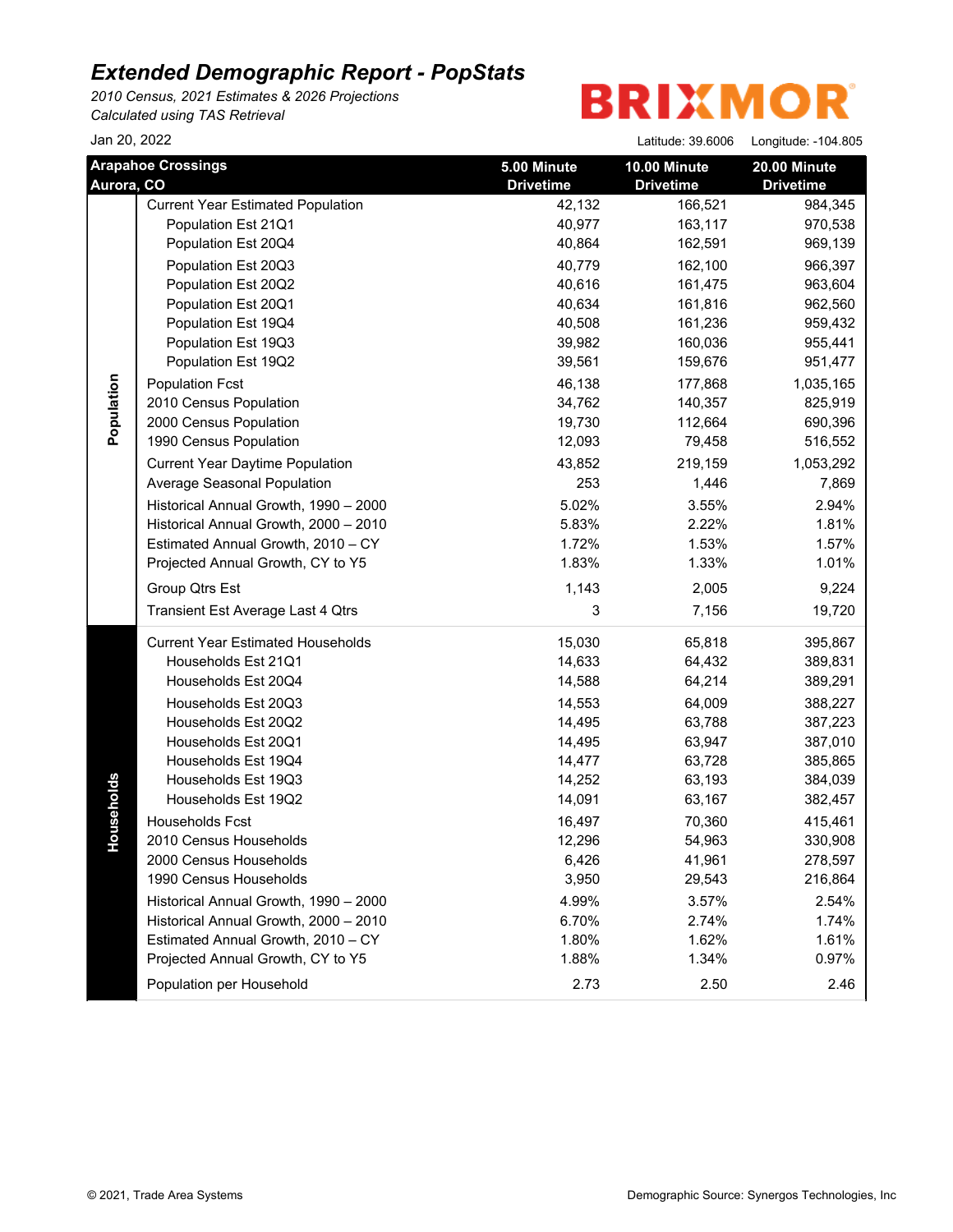# Extended Demographic Report - PopStats

*2010 Census, 2021 Estimates & 2026 Projections*
*Calculated using TAS Retrieval*

BRIXMOR

Jan 20, 2022

Latitude: 39.6006 Longitude: -104.805

| Arapahoe Crossings Aurora, CO | | 5.00 Minute Drivetime | 10.00 Minute Drivetime | 20.00 Minute Drivetime |
|---|---|---|---|---|
| Population | Current Year Estimated Population | 42,132 | 166,521 | 984,345 |
| | Population Est 21Q1 | 40,977 | 163,117 | 970,538 |
| | Population Est 20Q4 | 40,864 | 162,591 | 969,139 |
| | Population Est 20Q3 | 40,779 | 162,100 | 966,397 |
| | Population Est 20Q2 | 40,616 | 161,475 | 963,604 |
| | Population Est 20Q1 | 40,634 | 161,816 | 962,560 |
| | Population Est 19Q4 | 40,508 | 161,236 | 959,432 |
| | Population Est 19Q3 | 39,982 | 160,036 | 955,441 |
| | Population Est 19Q2 | 39,561 | 159,676 | 951,477 |
| | Population Fcst | 46,138 | 177,868 | 1,035,165 |
| | 2010 Census Population | 34,762 | 140,357 | 825,919 |
| | 2000 Census Population | 19,730 | 112,664 | 690,396 |
| | 1990 Census Population | 12,093 | 79,458 | 516,552 |
| | Current Year Daytime Population | 43,852 | 219,159 | 1,053,292 |
| | Average Seasonal Population | 253 | 1,446 | 7,869 |
| | Historical Annual Growth, 1990 – 2000 | 5.02% | 3.55% | 2.94% |
| | Historical Annual Growth, 2000 – 2010 | 5.83% | 2.22% | 1.81% |
| | Estimated Annual Growth, 2010 – CY | 1.72% | 1.53% | 1.57% |
| | Projected Annual Growth, CY to Y5 | 1.83% | 1.33% | 1.01% |
| | Group Qtrs Est | 1,143 | 2,005 | 9,224 |
| | Transient Est Average Last 4 Qtrs | 3 | 7,156 | 19,720 |
| Households | Current Year Estimated Households | 15,030 | 65,818 | 395,867 |
| | Households Est 21Q1 | 14,633 | 64,432 | 389,831 |
| | Households Est 20Q4 | 14,588 | 64,214 | 389,291 |
| | Households Est 20Q3 | 14,553 | 64,009 | 388,227 |
| | Households Est 20Q2 | 14,495 | 63,788 | 387,223 |
| | Households Est 20Q1 | 14,495 | 63,947 | 387,010 |
| | Households Est 19Q4 | 14,477 | 63,728 | 385,865 |
| | Households Est 19Q3 | 14,252 | 63,193 | 384,039 |
| | Households Est 19Q2 | 14,091 | 63,167 | 382,457 |
| | Households Fcst | 16,497 | 70,360 | 415,461 |
| | 2010 Census Households | 12,296 | 54,963 | 330,908 |
| | 2000 Census Households | 6,426 | 41,961 | 278,597 |
| | 1990 Census Households | 3,950 | 29,543 | 216,864 |
| | Historical Annual Growth, 1990 – 2000 | 4.99% | 3.57% | 2.54% |
| | Historical Annual Growth, 2000 – 2010 | 6.70% | 2.74% | 1.74% |
| | Estimated Annual Growth, 2010 – CY | 1.80% | 1.62% | 1.61% |
| | Projected Annual Growth, CY to Y5 | 1.88% | 1.34% | 0.97% |
| | Population per Household | 2.73 | 2.50 | 2.46 |

© 2021, Trade Area Systems

Demographic Source: Synergos Technologies, Inc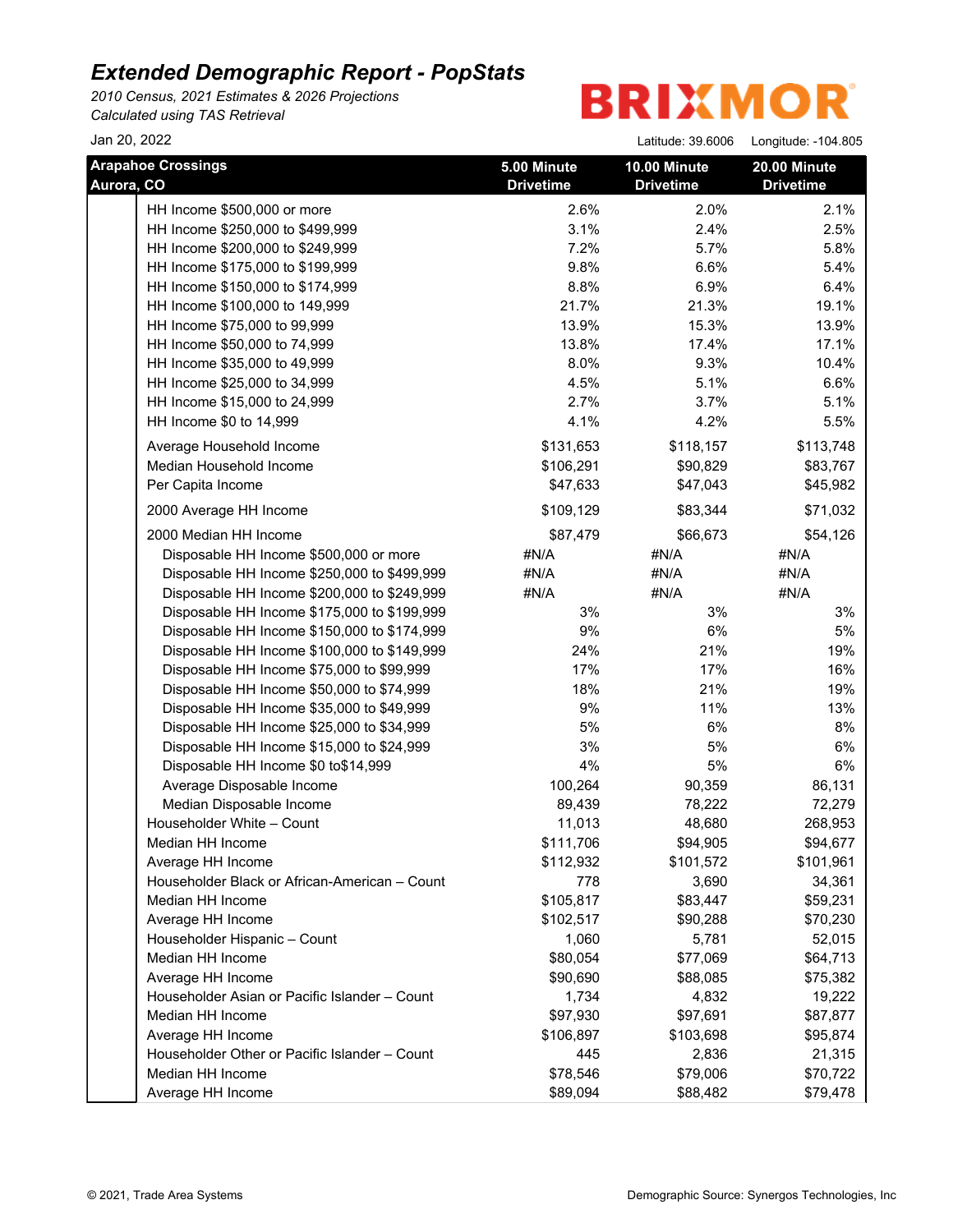# Extended Demographic Report - PopStats

*2010 Census, 2021 Estimates & 2026 Projections*
*Calculated using TAS Retrieval*

BRIXMOR

Jan 20, 2022

Latitude: 39.6006 Longitude: -104.805

| Arapahoe Crossings Aurora, CO | 5.00 Minute Drivetime | 10.00 Minute Drivetime | 20.00 Minute Drivetime |
|---|---|---|---|
| HH Income $500,000 or more | 2.6% | 2.0% | 2.1% |
| HH Income $250,000 to $499,999 | 3.1% | 2.4% | 2.5% |
| HH Income $200,000 to $249,999 | 7.2% | 5.7% | 5.8% |
| HH Income $175,000 to $199,999 | 9.8% | 6.6% | 5.4% |
| HH Income $150,000 to $174,999 | 8.8% | 6.9% | 6.4% |
| HH Income $100,000 to 149,999 | 21.7% | 21.3% | 19.1% |
| HH Income $75,000 to 99,999 | 13.9% | 15.3% | 13.9% |
| HH Income $50,000 to 74,999 | 13.8% | 17.4% | 17.1% |
| HH Income $35,000 to 49,999 | 8.0% | 9.3% | 10.4% |
| HH Income $25,000 to 34,999 | 4.5% | 5.1% | 6.6% |
| HH Income $15,000 to 24,999 | 2.7% | 3.7% | 5.1% |
| HH Income $0 to 14,999 | 4.1% | 4.2% | 5.5% |
| Average Household Income | $131,653 | $118,157 | $113,748 |
| Median Household Income | $106,291 | $90,829 | $83,767 |
| Per Capita Income | $47,633 | $47,043 | $45,982 |
| 2000 Average HH Income | $109,129 | $83,344 | $71,032 |
| 2000 Median HH Income | $87,479 | $66,673 | $54,126 |
| Disposable HH Income $500,000 or more | #N/A | #N/A | #N/A |
| Disposable HH Income $250,000 to $499,999 | #N/A | #N/A | #N/A |
| Disposable HH Income $200,000 to $249,999 | #N/A | #N/A | #N/A |
| Disposable HH Income $175,000 to $199,999 | 3% | 3% | 3% |
| Disposable HH Income $150,000 to $174,999 | 9% | 6% | 5% |
| Disposable HH Income $100,000 to $149,999 | 24% | 21% | 19% |
| Disposable HH Income $75,000 to $99,999 | 17% | 17% | 16% |
| Disposable HH Income $50,000 to $74,999 | 18% | 21% | 19% |
| Disposable HH Income $35,000 to $49,999 | 9% | 11% | 13% |
| Disposable HH Income $25,000 to $34,999 | 5% | 6% | 8% |
| Disposable HH Income $15,000 to $24,999 | 3% | 5% | 6% |
| Disposable HH Income $0 to$14,999 | 4% | 5% | 6% |
| Average Disposable Income | 100,264 | 90,359 | 86,131 |
| Median Disposable Income | 89,439 | 78,222 | 72,279 |
| Householder White – Count | 11,013 | 48,680 | 268,953 |
| Median HH Income | $111,706 | $94,905 | $94,677 |
| Average HH Income | $112,932 | $101,572 | $101,961 |
| Householder Black or African-American – Count | 778 | 3,690 | 34,361 |
| Median HH Income | $105,817 | $83,447 | $59,231 |
| Average HH Income | $102,517 | $90,288 | $70,230 |
| Householder Hispanic – Count | 1,060 | 5,781 | 52,015 |
| Median HH Income | $80,054 | $77,069 | $64,713 |
| Average HH Income | $90,690 | $88,085 | $75,382 |
| Householder Asian or Pacific Islander – Count | 1,734 | 4,832 | 19,222 |
| Median HH Income | $97,930 | $97,691 | $87,877 |
| Average HH Income | $106,897 | $103,698 | $95,874 |
| Householder Other or Pacific Islander – Count | 445 | 2,836 | 21,315 |
| Median HH Income | $78,546 | $79,006 | $70,722 |
| Average HH Income | $89,094 | $88,482 | $79,478 |

© 2021, Trade Area Systems

Demographic Source: Synergos Technologies, Inc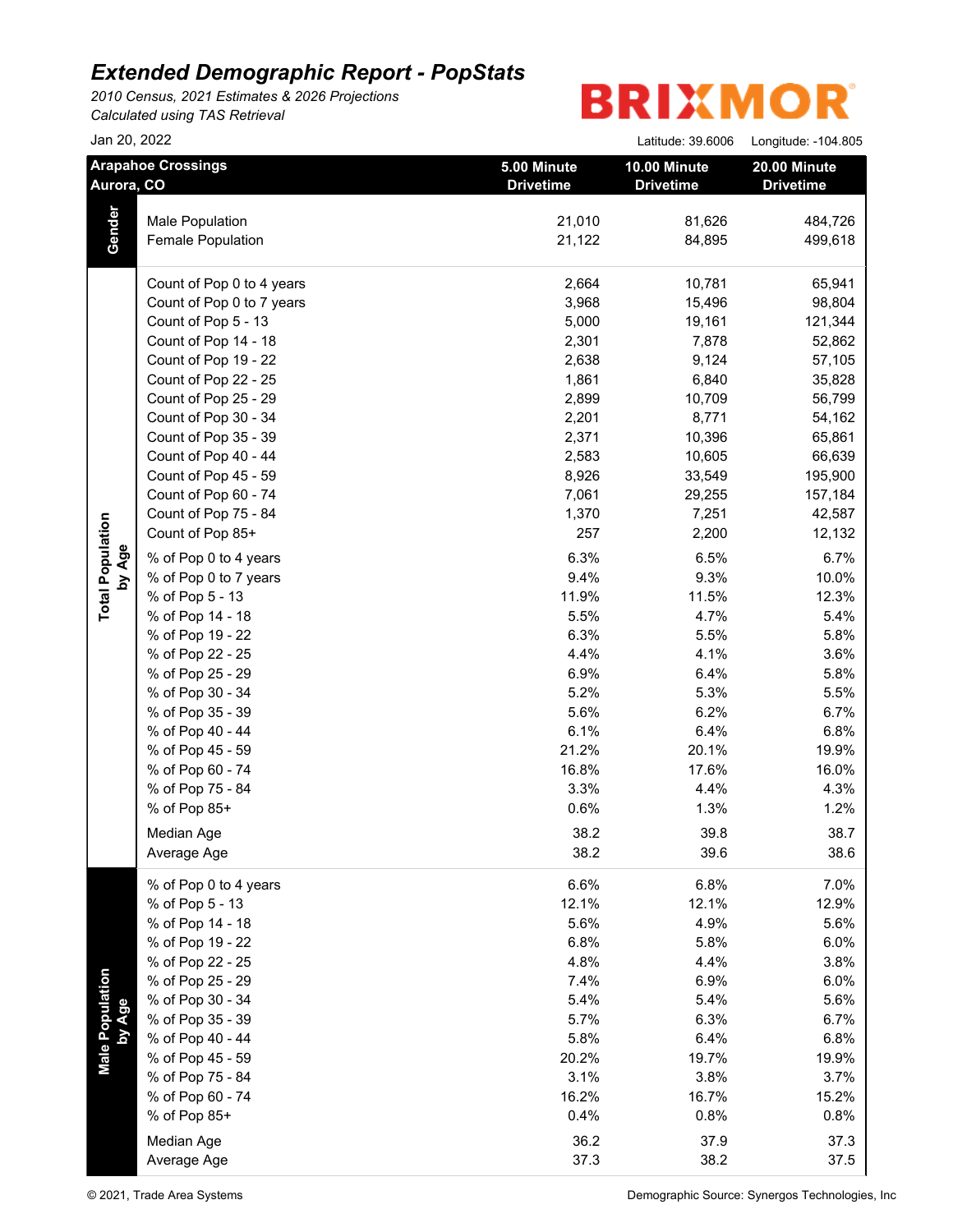# *Extended Demographic Report - PopStats*

*2010 Census, 2021 Estimates & 2026 Projections*
*Calculated using TAS Retrieval*

BRIXMOR

Jan 20, 2022

Latitude: 39.6006 Longitude: -104.805

| Arapahoe Crossings Aurora, CO | | 5.00 Minute Drivetime | 10.00 Minute Drivetime | 20.00 Minute Drivetime |
|---|---|---|---|---|
| **Gender** | Male Population | 21,010 | 81,626 | 484,726 |
| | Female Population | 21,122 | 84,895 | 499,618 |
| **Total Population by Age** | Count of Pop 0 to 4 years | 2,664 | 10,781 | 65,941 |
| | Count of Pop 0 to 7 years | 3,968 | 15,496 | 98,804 |
| | Count of Pop 5 - 13 | 5,000 | 19,161 | 121,344 |
| | Count of Pop 14 - 18 | 2,301 | 7,878 | 52,862 |
| | Count of Pop 19 - 22 | 2,638 | 9,124 | 57,105 |
| | Count of Pop 22 - 25 | 1,861 | 6,840 | 35,828 |
| | Count of Pop 25 - 29 | 2,899 | 10,709 | 56,799 |
| | Count of Pop 30 - 34 | 2,201 | 8,771 | 54,162 |
| | Count of Pop 35 - 39 | 2,371 | 10,396 | 65,861 |
| | Count of Pop 40 - 44 | 2,583 | 10,605 | 66,639 |
| | Count of Pop 45 - 59 | 8,926 | 33,549 | 195,900 |
| | Count of Pop 60 - 74 | 7,061 | 29,255 | 157,184 |
| | Count of Pop 75 - 84 | 1,370 | 7,251 | 42,587 |
| | Count of Pop 85+ | 257 | 2,200 | 12,132 |
| | % of Pop 0 to 4 years | 6.3% | 6.5% | 6.7% |
| | % of Pop 0 to 7 years | 9.4% | 9.3% | 10.0% |
| | % of Pop 5 - 13 | 11.9% | 11.5% | 12.3% |
| | % of Pop 14 - 18 | 5.5% | 4.7% | 5.4% |
| | % of Pop 19 - 22 | 6.3% | 5.5% | 5.8% |
| | % of Pop 22 - 25 | 4.4% | 4.1% | 3.6% |
| | % of Pop 25 - 29 | 6.9% | 6.4% | 5.8% |
| | % of Pop 30 - 34 | 5.2% | 5.3% | 5.5% |
| | % of Pop 35 - 39 | 5.6% | 6.2% | 6.7% |
| | % of Pop 40 - 44 | 6.1% | 6.4% | 6.8% |
| | % of Pop 45 - 59 | 21.2% | 20.1% | 19.9% |
| | % of Pop 60 - 74 | 16.8% | 17.6% | 16.0% |
| | % of Pop 75 - 84 | 3.3% | 4.4% | 4.3% |
| | % of Pop 85+ | 0.6% | 1.3% | 1.2% |
| | Median Age | 38.2 | 39.8 | 38.7 |
| | Average Age | 38.2 | 39.6 | 38.6 |
| **Male Population by Age** | % of Pop 0 to 4 years | 6.6% | 6.8% | 7.0% |
| | % of Pop 5 - 13 | 12.1% | 12.1% | 12.9% |
| | % of Pop 14 - 18 | 5.6% | 4.9% | 5.6% |
| | % of Pop 19 - 22 | 6.8% | 5.8% | 6.0% |
| | % of Pop 22 - 25 | 4.8% | 4.4% | 3.8% |
| | % of Pop 25 - 29 | 7.4% | 6.9% | 6.0% |
| | % of Pop 30 - 34 | 5.4% | 5.4% | 5.6% |
| | % of Pop 35 - 39 | 5.7% | 6.3% | 6.7% |
| | % of Pop 40 - 44 | 5.8% | 6.4% | 6.8% |
| | % of Pop 45 - 59 | 20.2% | 19.7% | 19.9% |
| | % of Pop 75 - 84 | 3.1% | 3.8% | 3.7% |
| | % of Pop 60 - 74 | 16.2% | 16.7% | 15.2% |
| | % of Pop 85+ | 0.4% | 0.8% | 0.8% |
| | Median Age | 36.2 | 37.9 | 37.3 |
| | Average Age | 37.3 | 38.2 | 37.5 |

© 2021, Trade Area Systems

Demographic Source: Synergos Technologies, Inc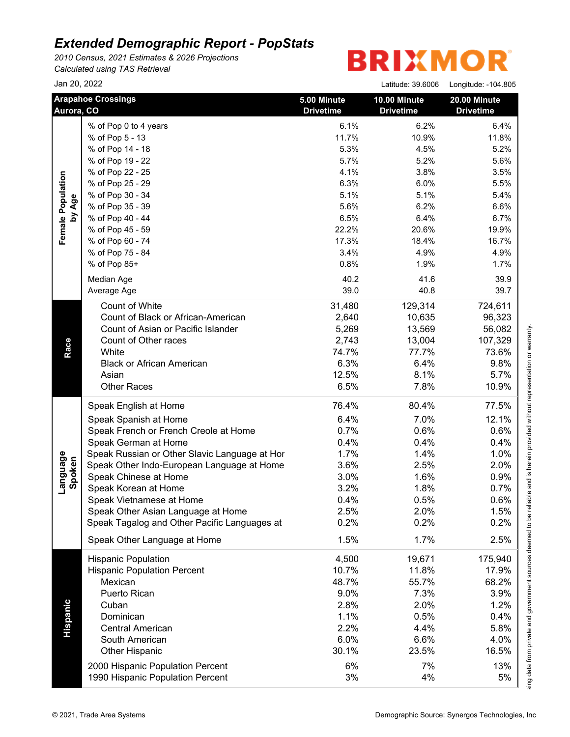# Extended Demographic Report - PopStats

*2010 Census, 2021 Estimates & 2026 Projections*
*Calculated using TAS Retrieval*

BRIXMOR

Jan 20, 2022

Latitude: 39.6006 Longitude: -104.805

| Arapahoe Crossings Aurora, CO | | 5.00 Minute Drivetime | 10.00 Minute Drivetime | 20.00 Minute Drivetime |
|---|---|---|---|---|
| Female Population by Age | % of Pop 0 to 4 years | 6.1% | 6.2% | 6.4% |
| | % of Pop 5 - 13 | 11.7% | 10.9% | 11.8% |
| | % of Pop 14 - 18 | 5.3% | 4.5% | 5.2% |
| | % of Pop 19 - 22 | 5.7% | 5.2% | 5.6% |
| | % of Pop 22 - 25 | 4.1% | 3.8% | 3.5% |
| | % of Pop 25 - 29 | 6.3% | 6.0% | 5.5% |
| | % of Pop 30 - 34 | 5.1% | 5.1% | 5.4% |
| | % of Pop 35 - 39 | 5.6% | 6.2% | 6.6% |
| | % of Pop 40 - 44 | 6.5% | 6.4% | 6.7% |
| | % of Pop 45 - 59 | 22.2% | 20.6% | 19.9% |
| | % of Pop 60 - 74 | 17.3% | 18.4% | 16.7% |
| | % of Pop 75 - 84 | 3.4% | 4.9% | 4.9% |
| | % of Pop 85+ | 0.8% | 1.9% | 1.7% |
| | Median Age | 40.2 | 41.6 | 39.9 |
| | Average Age | 39.0 | 40.8 | 39.7 |
| Race | Count of White | 31,480 | 129,314 | 724,611 |
| | Count of Black or African-American | 2,640 | 10,635 | 96,323 |
| | Count of Asian or Pacific Islander | 5,269 | 13,569 | 56,082 |
| | Count of Other races | 2,743 | 13,004 | 107,329 |
| | White | 74.7% | 77.7% | 73.6% |
| | Black or African American | 6.3% | 6.4% | 9.8% |
| | Asian | 12.5% | 8.1% | 5.7% |
| | Other Races | 6.5% | 7.8% | 10.9% |
| Language Spoken | Speak English at Home | 76.4% | 80.4% | 77.5% |
| | Speak Spanish at Home | 6.4% | 7.0% | 12.1% |
| | Speak French or French Creole at Home | 0.7% | 0.6% | 0.6% |
| | Speak German at Home | 0.4% | 0.4% | 0.4% |
| | Speak Russian or Other Slavic Language at Hor | 1.7% | 1.4% | 1.0% |
| | Speak Other Indo-European Language at Home | 3.6% | 2.5% | 2.0% |
| | Speak Chinese at Home | 3.0% | 1.6% | 0.9% |
| | Speak Korean at Home | 3.2% | 1.8% | 0.7% |
| | Speak Vietnamese at Home | 0.4% | 0.5% | 0.6% |
| | Speak Other Asian Language at Home | 2.5% | 2.0% | 1.5% |
| | Speak Tagalog and Other Pacific Languages at | 0.2% | 0.2% | 0.2% |
| | Speak Other Language at Home | 1.5% | 1.7% | 2.5% |
| Hispanic | Hispanic Population | 4,500 | 19,671 | 175,940 |
| | Hispanic Population Percent | 10.7% | 11.8% | 17.9% |
| | Mexican | 48.7% | 55.7% | 68.2% |
| | Puerto Rican | 9.0% | 7.3% | 3.9% |
| | Cuban | 2.8% | 2.0% | 1.2% |
| | Dominican | 1.1% | 0.5% | 0.4% |
| | Central American | 2.2% | 4.4% | 5.8% |
| | South American | 6.0% | 6.6% | 4.0% |
| | Other Hispanic | 30.1% | 23.5% | 16.5% |
| | 2000 Hispanic Population Percent | 6% | 7% | 13% |
| | 1990 Hispanic Population Percent | 3% | 4% | 5% |

sing data from private and government sources deemed to be reliable and is herein provided without representation or warranty.

© 2021, Trade Area Systems

Demographic Source: Synergos Technologies, Inc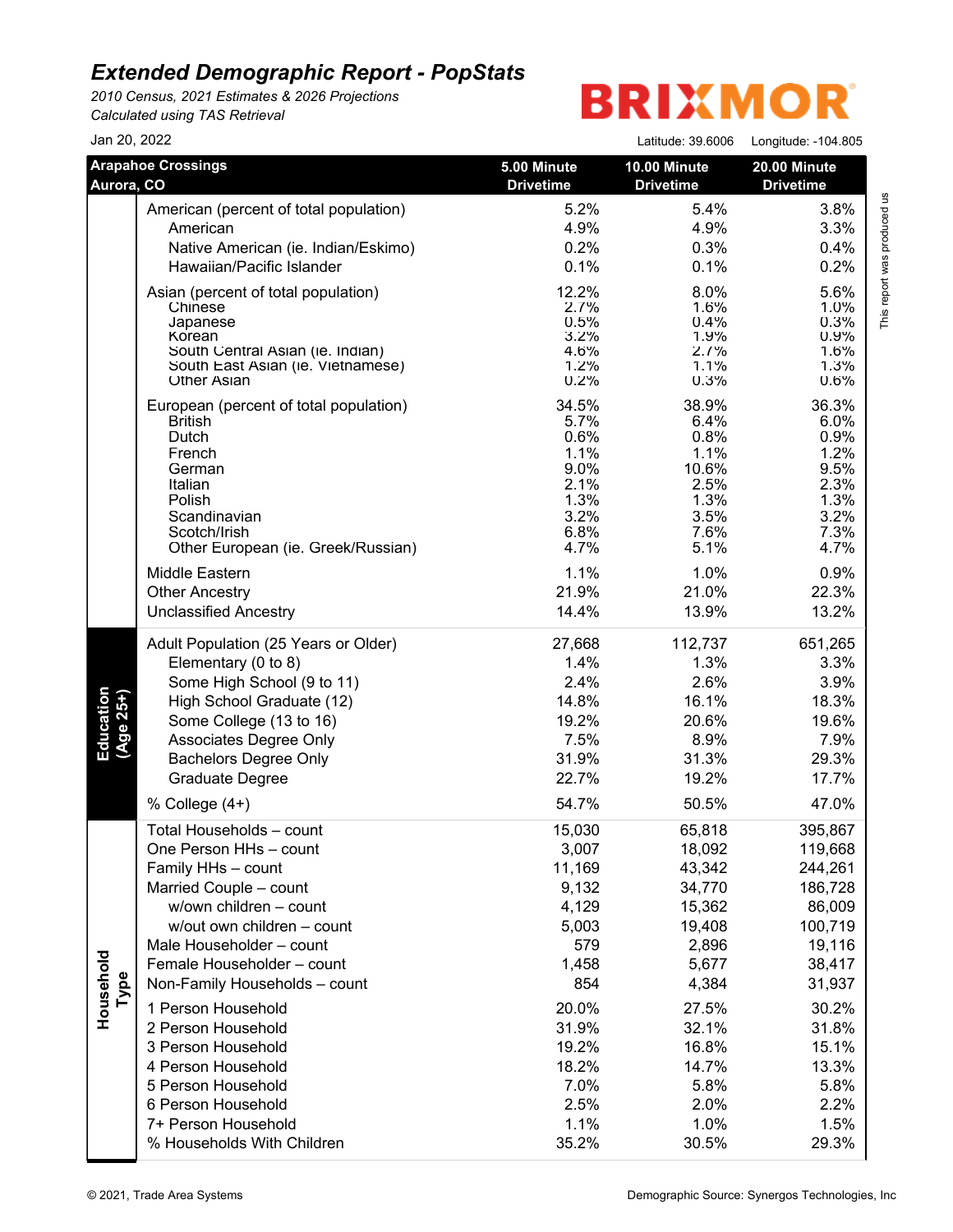## Extended Demographic Report - PopStats

*2010 Census, 2021 Estimates & 2026 Projections*
*Calculated using TAS Retrieval*

BRIXMOR

Jan 20, 2022

Latitude: 39.6006 Longitude: -104.805

| Arapahoe Crossings Aurora, CO | | 5.00 Minute Drivetime | 10.00 Minute Drivetime | 20.00 Minute Drivetime |
|---|---|---|---|---|
| | American (percent of total population) | 5.2% | 5.4% | 3.8% |
| | American | 4.9% | 4.9% | 3.3% |
| | Native American (ie. Indian/Eskimo) | 0.2% | 0.3% | 0.4% |
| | Hawaiian/Pacific Islander | 0.1% | 0.1% | 0.2% |
| | Asian (percent of total population) | 12.2% | 8.0% | 5.6% |
| | Chinese | 2.7% | 1.6% | 1.0% |
| | Japanese | 0.5% | 0.4% | 0.3% |
| | Korean | 3.2% | 1.9% | 0.9% |
| | South Central Asian (ie. Indian) | 4.6% | 2.7% | 1.6% |
| | South East Asian (ie. Vietnamese) | 1.2% | 1.1% | 1.3% |
| | Other Asian | 0.2% | 0.3% | 0.6% |
| | European (percent of total population) | 34.5% | 38.9% | 36.3% |
| | British | 5.7% | 6.4% | 6.0% |
| | Dutch | 0.6% | 0.8% | 0.9% |
| | French | 1.1% | 1.1% | 1.2% |
| | German | 9.0% | 10.6% | 9.5% |
| | Italian | 2.1% | 2.5% | 2.3% |
| | Polish | 1.3% | 1.3% | 1.3% |
| | Scandinavian | 3.2% | 3.5% | 3.2% |
| | Scotch/Irish | 6.8% | 7.6% | 7.3% |
| | Other European (ie. Greek/Russian) | 4.7% | 5.1% | 4.7% |
| | Middle Eastern | 1.1% | 1.0% | 0.9% |
| | Other Ancestry | 21.9% | 21.0% | 22.3% |
| | Unclassified Ancestry | 14.4% | 13.9% | 13.2% |
| Education (Age 25+) | Adult Population (25 Years or Older) | 27,668 | 112,737 | 651,265 |
| | Elementary (0 to 8) | 1.4% | 1.3% | 3.3% |
| | Some High School (9 to 11) | 2.4% | 2.6% | 3.9% |
| | High School Graduate (12) | 14.8% | 16.1% | 18.3% |
| | Some College (13 to 16) | 19.2% | 20.6% | 19.6% |
| | Associates Degree Only | 7.5% | 8.9% | 7.9% |
| | Bachelors Degree Only | 31.9% | 31.3% | 29.3% |
| | Graduate Degree | 22.7% | 19.2% | 17.7% |
| | % College (4+) | 54.7% | 50.5% | 47.0% |
| Household Type | Total Households – count | 15,030 | 65,818 | 395,867 |
| | One Person HHs – count | 3,007 | 18,092 | 119,668 |
| | Family HHs – count | 11,169 | 43,342 | 244,261 |
| | Married Couple – count | 9,132 | 34,770 | 186,728 |
| | w/own children – count | 4,129 | 15,362 | 86,009 |
| | w/out own children – count | 5,003 | 19,408 | 100,719 |
| | Male Householder – count | 579 | 2,896 | 19,116 |
| | Female Householder – count | 1,458 | 5,677 | 38,417 |
| | Non-Family Households – count | 854 | 4,384 | 31,937 |
| | 1 Person Household | 20.0% | 27.5% | 30.2% |
| | 2 Person Household | 31.9% | 32.1% | 31.8% |
| | 3 Person Household | 19.2% | 16.8% | 15.1% |
| | 4 Person Household | 18.2% | 14.7% | 13.3% |
| | 5 Person Household | 7.0% | 5.8% | 5.8% |
| | 6 Person Household | 2.5% | 2.0% | 2.2% |
| | 7+ Person Household | 1.1% | 1.0% | 1.5% |
| | % Households With Children | 35.2% | 30.5% | 29.3% |

This report was produced us

© 2021, Trade Area Systems

Demographic Source: Synergos Technologies, Inc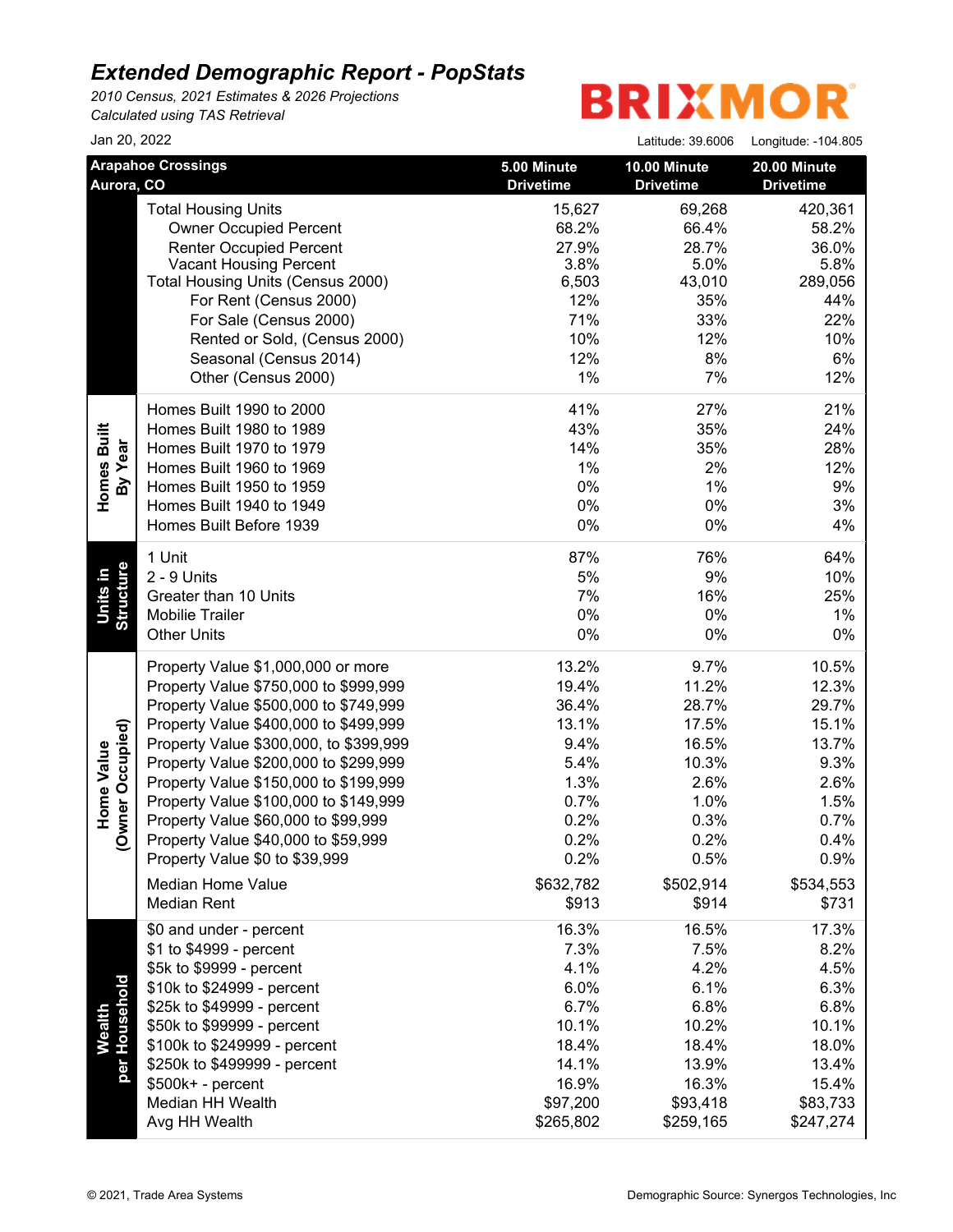# Extended Demographic Report - PopStats

*2010 Census, 2021 Estimates & 2026 Projections*
*Calculated using TAS Retrieval*

BRIXMOR

Jan 20, 2022

Latitude: 39.6006 Longitude: -104.805

| Arapahoe Crossings Aurora, CO | | 5.00 Minute Drivetime | 10.00 Minute Drivetime | 20.00 Minute Drivetime |
|---|---|---|---|---|
| | Total Housing Units | 15,627 | 69,268 | 420,361 |
| | Owner Occupied Percent | 68.2% | 66.4% | 58.2% |
| | Renter Occupied Percent | 27.9% | 28.7% | 36.0% |
| | Vacant Housing Percent | 3.8% | 5.0% | 5.8% |
| | Total Housing Units (Census 2000) | 6,503 | 43,010 | 289,056 |
| | For Rent (Census 2000) | 12% | 35% | 44% |
| | For Sale (Census 2000) | 71% | 33% | 22% |
| | Rented or Sold, (Census 2000) | 10% | 12% | 10% |
| | Seasonal (Census 2014) | 12% | 8% | 6% |
| | Other (Census 2000) | 1% | 7% | 12% |
| **Homes Built By Year** | Homes Built 1990 to 2000 | 41% | 27% | 21% |
| | Homes Built 1980 to 1989 | 43% | 35% | 24% |
| | Homes Built 1970 to 1979 | 14% | 35% | 28% |
| | Homes Built 1960 to 1969 | 1% | 2% | 12% |
| | Homes Built 1950 to 1959 | 0% | 1% | 9% |
| | Homes Built 1940 to 1949 | 0% | 0% | 3% |
| | Homes Built Before 1939 | 0% | 0% | 4% |
| **Units in Structure** | 1 Unit | 87% | 76% | 64% |
| | 2 - 9 Units | 5% | 9% | 10% |
| | Greater than 10 Units | 7% | 16% | 25% |
| | Mobilie Trailer | 0% | 0% | 1% |
| | Other Units | 0% | 0% | 0% |
| **Home Value (Owner Occupied)** | Property Value $1,000,000 or more | 13.2% | 9.7% | 10.5% |
| | Property Value $750,000 to $999,999 | 19.4% | 11.2% | 12.3% |
| | Property Value $500,000 to $749,999 | 36.4% | 28.7% | 29.7% |
| | Property Value $400,000 to $499,999 | 13.1% | 17.5% | 15.1% |
| | Property Value $300,000, to $399,999 | 9.4% | 16.5% | 13.7% |
| | Property Value $200,000 to $299,999 | 5.4% | 10.3% | 9.3% |
| | Property Value $150,000 to $199,999 | 1.3% | 2.6% | 2.6% |
| | Property Value $100,000 to $149,999 | 0.7% | 1.0% | 1.5% |
| | Property Value $60,000 to $99,999 | 0.2% | 0.3% | 0.7% |
| | Property Value $40,000 to $59,999 | 0.2% | 0.2% | 0.4% |
| | Property Value $0 to $39,999 | 0.2% | 0.5% | 0.9% |
| | Median Home Value | $632,782 | $502,914 | $534,553 |
| | Median Rent | $913 | $914 | $731 |
| **Wealth per Household** | $0 and under - percent | 16.3% | 16.5% | 17.3% |
| | $1 to $4999 - percent | 7.3% | 7.5% | 8.2% |
| | $5k to $9999 - percent | 4.1% | 4.2% | 4.5% |
| | $10k to $24999 - percent | 6.0% | 6.1% | 6.3% |
| | $25k to $49999 - percent | 6.7% | 6.8% | 6.8% |
| | $50k to $99999 - percent | 10.1% | 10.2% | 10.1% |
| | $100k to $249999 - percent | 18.4% | 18.4% | 18.0% |
| | $250k to $499999 - percent | 14.1% | 13.9% | 13.4% |
| | $500k+ - percent | 16.9% | 16.3% | 15.4% |
| | Median HH Wealth | $97,200 | $93,418 | $83,733 |
| | Avg HH Wealth | $265,802 | $259,165 | $247,274 |

© 2021, Trade Area Systems

Demographic Source: Synergos Technologies, Inc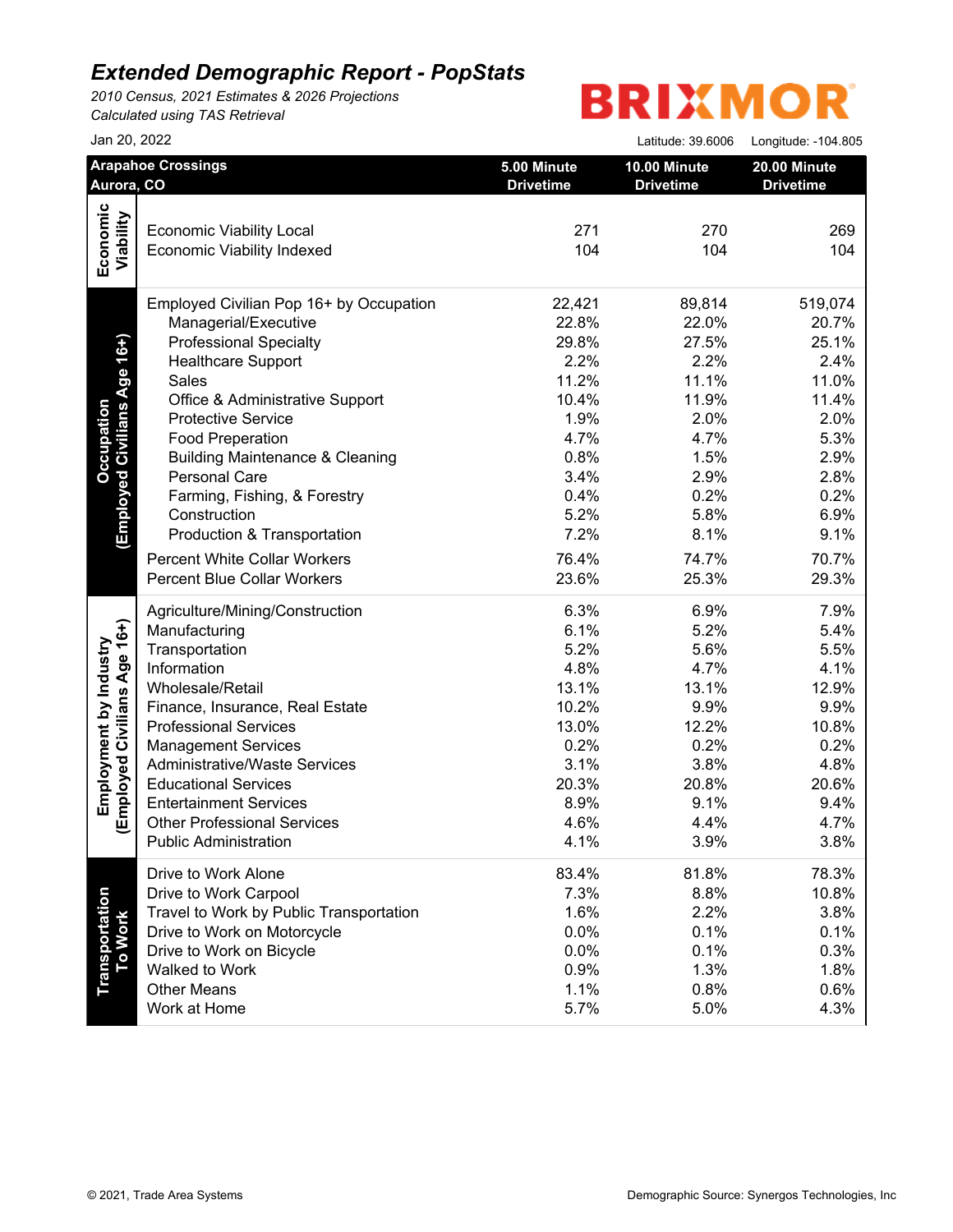# Extended Demographic Report - PopStats

*2010 Census, 2021 Estimates & 2026 Projections*
*Calculated using TAS Retrieval*

BRIXMOR

Jan 20, 2022

Latitude: 39.6006 Longitude: -104.805

| Arapahoe Crossings Aurora, CO | | 5.00 Minute Drivetime | 10.00 Minute Drivetime | 20.00 Minute Drivetime |
|---|---|---|---|---|
| Economic Viability | Economic Viability Local | 271 | 270 | 269 |
| | Economic Viability Indexed | 104 | 104 | 104 |
| Occupation (Employed Civilians Age 16+) | Employed Civilian Pop 16+ by Occupation | 22,421 | 89,814 | 519,074 |
| | Managerial/Executive | 22.8% | 22.0% | 20.7% |
| | Professional Specialty | 29.8% | 27.5% | 25.1% |
| | Healthcare Support | 2.2% | 2.2% | 2.4% |
| | Sales | 11.2% | 11.1% | 11.0% |
| | Office & Administrative Support | 10.4% | 11.9% | 11.4% |
| | Protective Service | 1.9% | 2.0% | 2.0% |
| | Food Preparation | 4.7% | 4.7% | 5.3% |
| | Building Maintenance & Cleaning | 0.8% | 1.5% | 2.9% |
| | Personal Care | 3.4% | 2.9% | 2.8% |
| | Farming, Fishing, & Forestry | 0.4% | 0.2% | 0.2% |
| | Construction | 5.2% | 5.8% | 6.9% |
| | Production & Transportation | 7.2% | 8.1% | 9.1% |
| | Percent White Collar Workers | 76.4% | 74.7% | 70.7% |
| | Percent Blue Collar Workers | 23.6% | 25.3% | 29.3% |
| Employment by Industry (Employed Civilians Age 16+) | Agriculture/Mining/Construction | 6.3% | 6.9% | 7.9% |
| | Manufacturing | 6.1% | 5.2% | 5.4% |
| | Transportation | 5.2% | 5.6% | 5.5% |
| | Information | 4.8% | 4.7% | 4.1% |
| | Wholesale/Retail | 13.1% | 13.1% | 12.9% |
| | Finance, Insurance, Real Estate | 10.2% | 9.9% | 9.9% |
| | Professional Services | 13.0% | 12.2% | 10.8% |
| | Management Services | 0.2% | 0.2% | 0.2% |
| | Administrative/Waste Services | 3.1% | 3.8% | 4.8% |
| | Educational Services | 20.3% | 20.8% | 20.6% |
| | Entertainment Services | 8.9% | 9.1% | 9.4% |
| | Other Professional Services | 4.6% | 4.4% | 4.7% |
| | Public Administration | 4.1% | 3.9% | 3.8% |
| Transportation To Work | Drive to Work Alone | 83.4% | 81.8% | 78.3% |
| | Drive to Work Carpool | 7.3% | 8.8% | 10.8% |
| | Travel to Work by Public Transportation | 1.6% | 2.2% | 3.8% |
| | Drive to Work on Motorcycle | 0.0% | 0.1% | 0.1% |
| | Drive to Work on Bicycle | 0.0% | 0.1% | 0.3% |
| | Walked to Work | 0.9% | 1.3% | 1.8% |
| | Other Means | 1.1% | 0.8% | 0.6% |
| | Work at Home | 5.7% | 5.0% | 4.3% |

© 2021, Trade Area Systems

Demographic Source: Synergos Technologies, Inc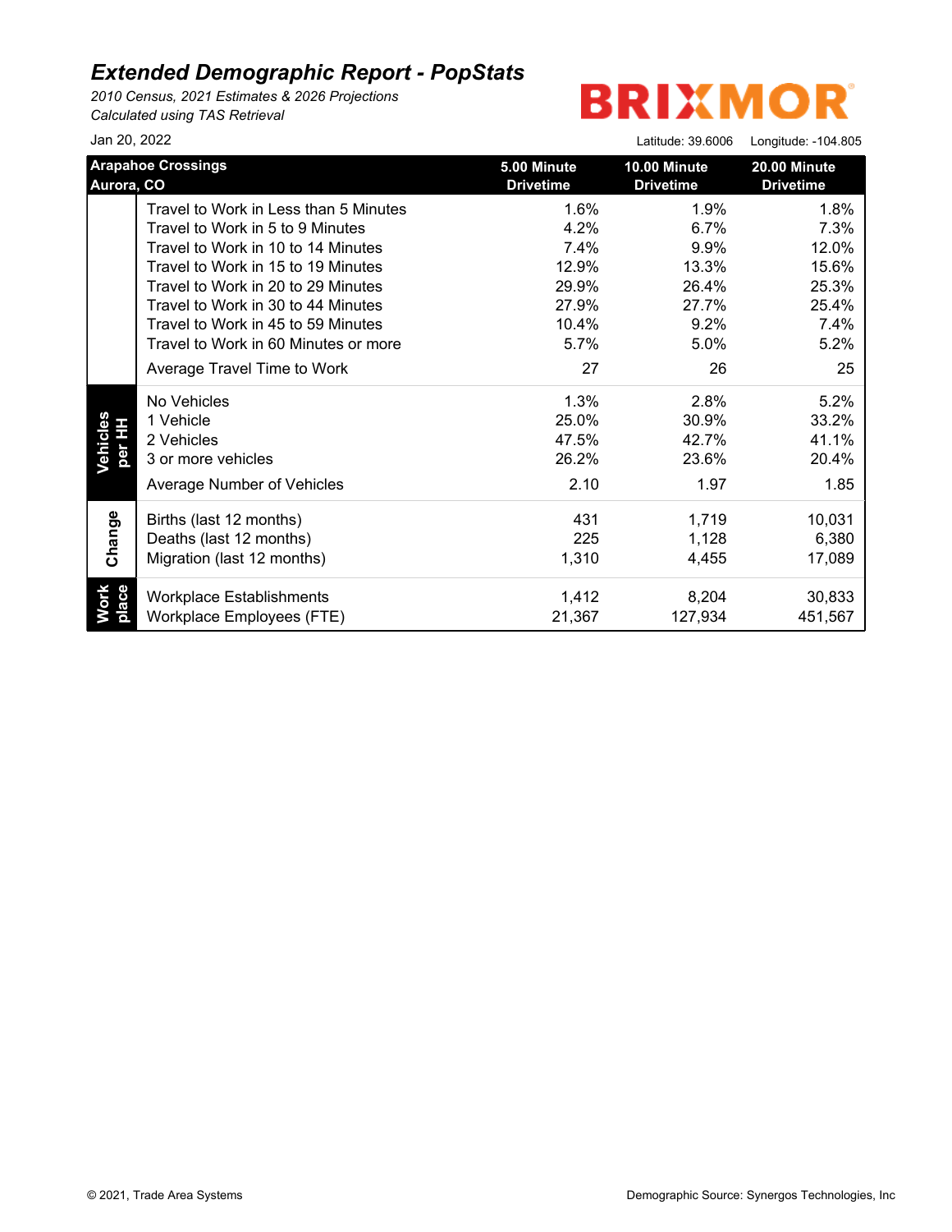# *Extended Demographic Report - PopStats*

*2010 Census, 2021 Estimates & 2026 Projections*
*Calculated using TAS Retrieval*

BRIXMOR

Jan 20, 2022

Latitude: 39.6006 Longitude: -104.805

| Arapahoe Crossings Aurora, CO | | 5.00 Minute Drivetime | 10.00 Minute Drivetime | 20.00 Minute Drivetime |
|---|---|---|---|---|
| | Travel to Work in Less than 5 Minutes | 1.6% | 1.9% | 1.8% |
| | Travel to Work in 5 to 9 Minutes | 4.2% | 6.7% | 7.3% |
| | Travel to Work in 10 to 14 Minutes | 7.4% | 9.9% | 12.0% |
| | Travel to Work in 15 to 19 Minutes | 12.9% | 13.3% | 15.6% |
| | Travel to Work in 20 to 29 Minutes | 29.9% | 26.4% | 25.3% |
| | Travel to Work in 30 to 44 Minutes | 27.9% | 27.7% | 25.4% |
| | Travel to Work in 45 to 59 Minutes | 10.4% | 9.2% | 7.4% |
| | Travel to Work in 60 Minutes or more | 5.7% | 5.0% | 5.2% |
| | Average Travel Time to Work | 27 | 26 | 25 |
| Vehicles per HH | No Vehicles | 1.3% | 2.8% | 5.2% |
| | 1 Vehicle | 25.0% | 30.9% | 33.2% |
| | 2 Vehicles | 47.5% | 42.7% | 41.1% |
| | 3 or more vehicles | 26.2% | 23.6% | 20.4% |
| | Average Number of Vehicles | 2.10 | 1.97 | 1.85 |
| Change | Births (last 12 months) | 431 | 1,719 | 10,031 |
| | Deaths (last 12 months) | 225 | 1,128 | 6,380 |
| | Migration (last 12 months) | 1,310 | 4,455 | 17,089 |
| Work place | Workplace Establishments | 1,412 | 8,204 | 30,833 |
| | Workplace Employees (FTE) | 21,367 | 127,934 | 451,567 |

© 2021, Trade Area Systems

Demographic Source: Synergos Technologies, Inc